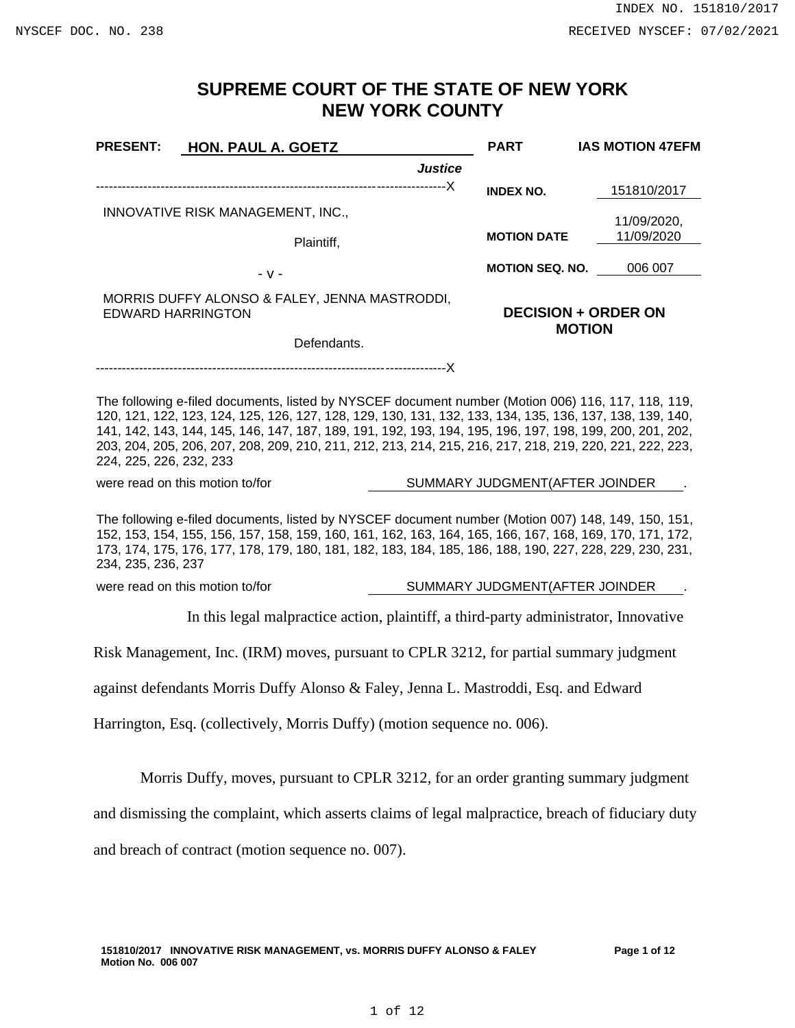INDEX NO. 151810/2017

NYSCEF DOC. NO. 238

RECEIVED NYSCEF: 07/02/2021

# SUPREME COURT OF THE STATE OF NEW YORK
# NEW YORK COUNTY

| | |
|---|---|
| **PRESENT:** **HON. PAUL A. GOETZ**, ***Justice*** | **PART** **IAS MOTION 47EFM** |
| INNOVATIVE RISK MANAGEMENT, INC., Plaintiff, | **INDEX NO.** 151810/2017 |
| - v - | **MOTION DATE** 11/09/2020, 11/09/2020 |
| MORRIS DUFFY ALONSO & FALEY, JENNA MASTRODDI, EDWARD HARRINGTON, Defendants. | **MOTION SEQ. NO.** 006 007 |
| | **DECISION + ORDER ON MOTION** |

The following e-filed documents, listed by NYSCEF document number (Motion 006) 116, 117, 118, 119, 120, 121, 122, 123, 124, 125, 126, 127, 128, 129, 130, 131, 132, 133, 134, 135, 136, 137, 138, 139, 140, 141, 142, 143, 144, 145, 146, 147, 187, 189, 191, 192, 193, 194, 195, 196, 197, 198, 199, 200, 201, 202, 203, 204, 205, 206, 207, 208, 209, 210, 211, 212, 213, 214, 215, 216, 217, 218, 219, 220, 221, 222, 223, 224, 225, 226, 232, 233

were read on this motion to/for SUMMARY JUDGMENT(AFTER JOINDER .

The following e-filed documents, listed by NYSCEF document number (Motion 007) 148, 149, 150, 151, 152, 153, 154, 155, 156, 157, 158, 159, 160, 161, 162, 163, 164, 165, 166, 167, 168, 169, 170, 171, 172, 173, 174, 175, 176, 177, 178, 179, 180, 181, 182, 183, 184, 185, 186, 188, 190, 227, 228, 229, 230, 231, 234, 235, 236, 237

were read on this motion to/for SUMMARY JUDGMENT(AFTER JOINDER .

In this legal malpractice action, plaintiff, a third-party administrator, Innovative Risk Management, Inc. (IRM) moves, pursuant to CPLR 3212, for partial summary judgment against defendants Morris Duffy Alonso & Faley, Jenna L. Mastroddi, Esq. and Edward Harrington, Esq. (collectively, Morris Duffy) (motion sequence no. 006).

Morris Duffy, moves, pursuant to CPLR 3212, for an order granting summary judgment and dismissing the complaint, which asserts claims of legal malpractice, breach of fiduciary duty and breach of contract (motion sequence no. 007).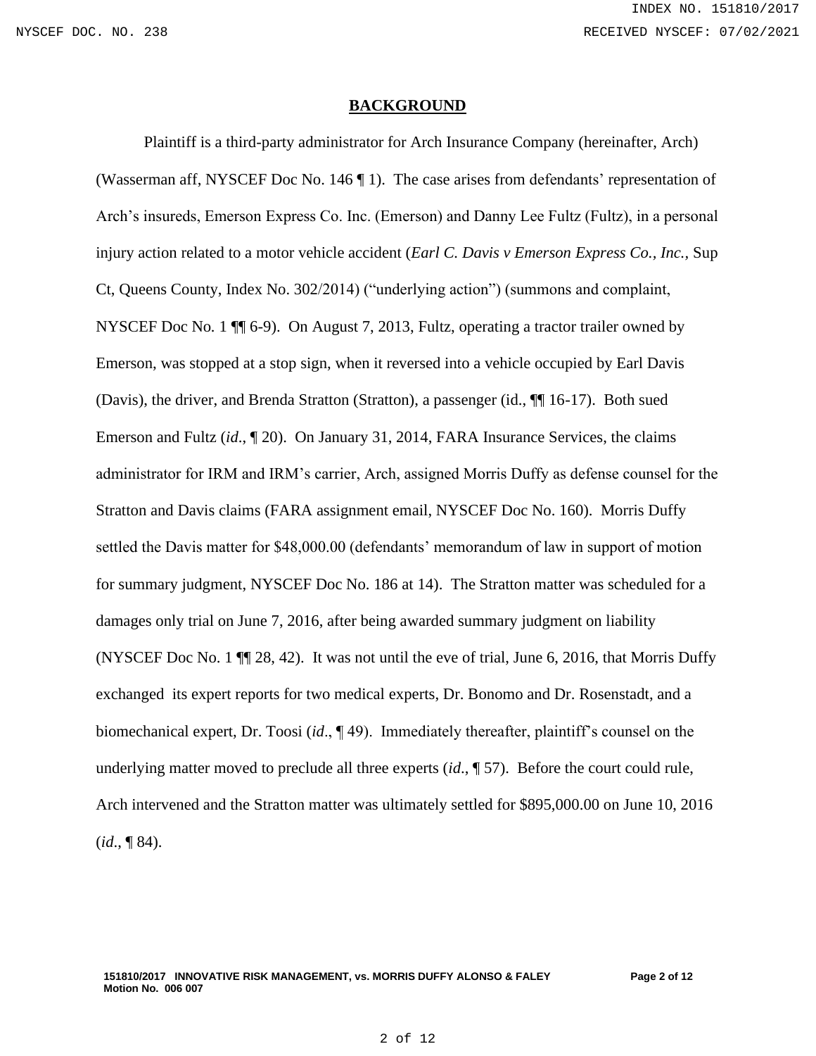## BACKGROUND

Plaintiff is a third-party administrator for Arch Insurance Company (hereinafter, Arch) (Wasserman aff, NYSCEF Doc No. 146 ¶ 1). The case arises from defendants' representation of Arch's insureds, Emerson Express Co. Inc. (Emerson) and Danny Lee Fultz (Fultz), in a personal injury action related to a motor vehicle accident (*Earl C. Davis v Emerson Express Co., Inc.*, Sup Ct, Queens County, Index No. 302/2014) ("underlying action") (summons and complaint, NYSCEF Doc No. 1 ¶¶ 6-9). On August 7, 2013, Fultz, operating a tractor trailer owned by Emerson, was stopped at a stop sign, when it reversed into a vehicle occupied by Earl Davis (Davis), the driver, and Brenda Stratton (Stratton), a passenger (id., ¶¶ 16-17). Both sued Emerson and Fultz (*id*., ¶ 20). On January 31, 2014, FARA Insurance Services, the claims administrator for IRM and IRM's carrier, Arch, assigned Morris Duffy as defense counsel for the Stratton and Davis claims (FARA assignment email, NYSCEF Doc No. 160). Morris Duffy settled the Davis matter for $48,000.00 (defendants' memorandum of law in support of motion for summary judgment, NYSCEF Doc No. 186 at 14). The Stratton matter was scheduled for a damages only trial on June 7, 2016, after being awarded summary judgment on liability (NYSCEF Doc No. 1 ¶¶ 28, 42). It was not until the eve of trial, June 6, 2016, that Morris Duffy exchanged its expert reports for two medical experts, Dr. Bonomo and Dr. Rosenstadt, and a biomechanical expert, Dr. Toosi (*id*., ¶ 49). Immediately thereafter, plaintiff's counsel on the underlying matter moved to preclude all three experts (*id*., ¶ 57). Before the court could rule, Arch intervened and the Stratton matter was ultimately settled for $895,000.00 on June 10, 2016 (*id*., ¶ 84).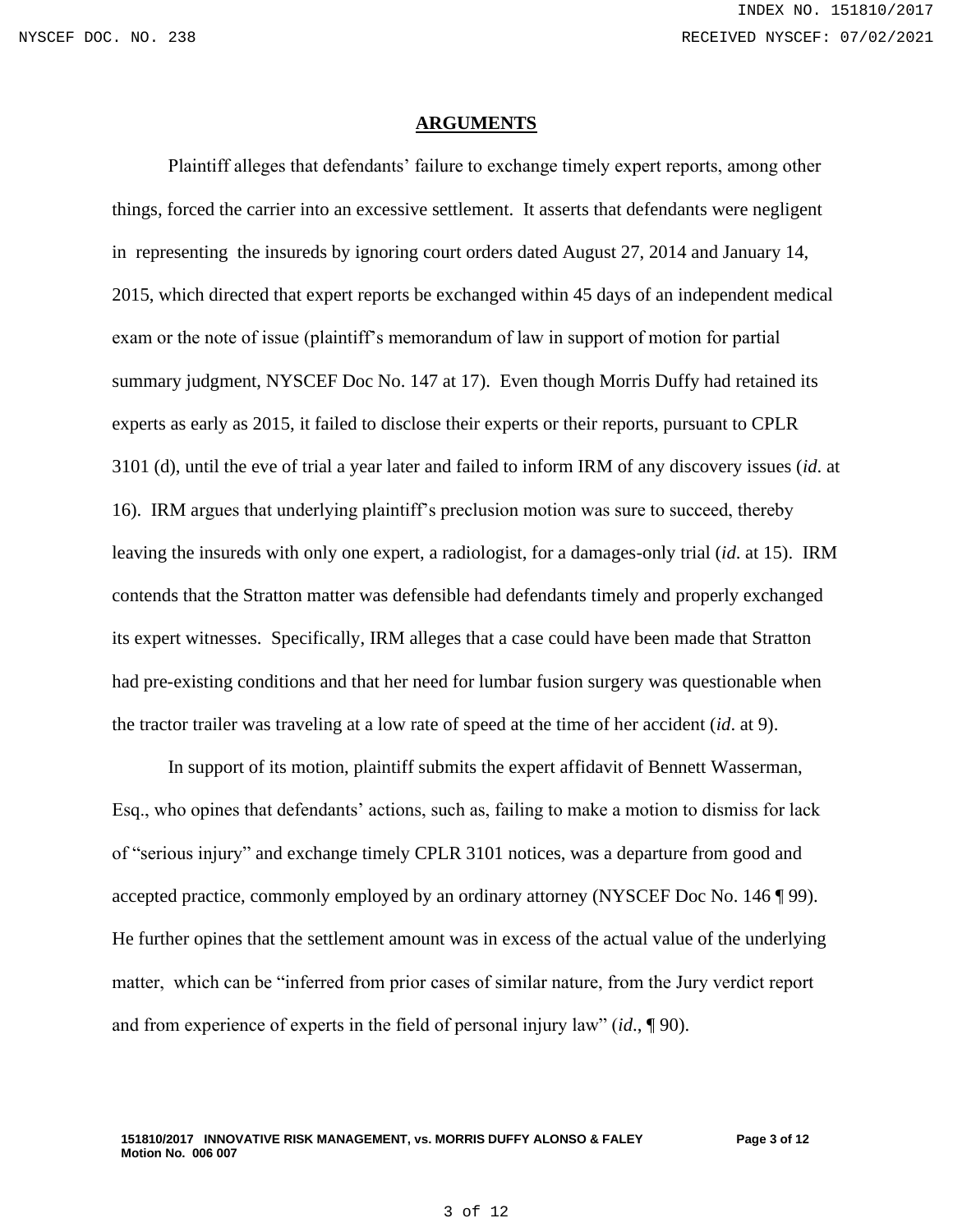## ARGUMENTS

Plaintiff alleges that defendants' failure to exchange timely expert reports, among other things, forced the carrier into an excessive settlement. It asserts that defendants were negligent in representing the insureds by ignoring court orders dated August 27, 2014 and January 14, 2015, which directed that expert reports be exchanged within 45 days of an independent medical exam or the note of issue (plaintiff's memorandum of law in support of motion for partial summary judgment, NYSCEF Doc No. 147 at 17). Even though Morris Duffy had retained its experts as early as 2015, it failed to disclose their experts or their reports, pursuant to CPLR 3101 (d), until the eve of trial a year later and failed to inform IRM of any discovery issues (*id.* at 16). IRM argues that underlying plaintiff's preclusion motion was sure to succeed, thereby leaving the insureds with only one expert, a radiologist, for a damages-only trial (*id.* at 15). IRM contends that the Stratton matter was defensible had defendants timely and properly exchanged its expert witnesses. Specifically, IRM alleges that a case could have been made that Stratton had pre-existing conditions and that her need for lumbar fusion surgery was questionable when the tractor trailer was traveling at a low rate of speed at the time of her accident (*id.* at 9).

In support of its motion, plaintiff submits the expert affidavit of Bennett Wasserman, Esq., who opines that defendants' actions, such as, failing to make a motion to dismiss for lack of "serious injury" and exchange timely CPLR 3101 notices, was a departure from good and accepted practice, commonly employed by an ordinary attorney (NYSCEF Doc No. 146 ¶ 99). He further opines that the settlement amount was in excess of the actual value of the underlying matter, which can be "inferred from prior cases of similar nature, from the Jury verdict report and from experience of experts in the field of personal injury law" (*id.*, ¶ 90).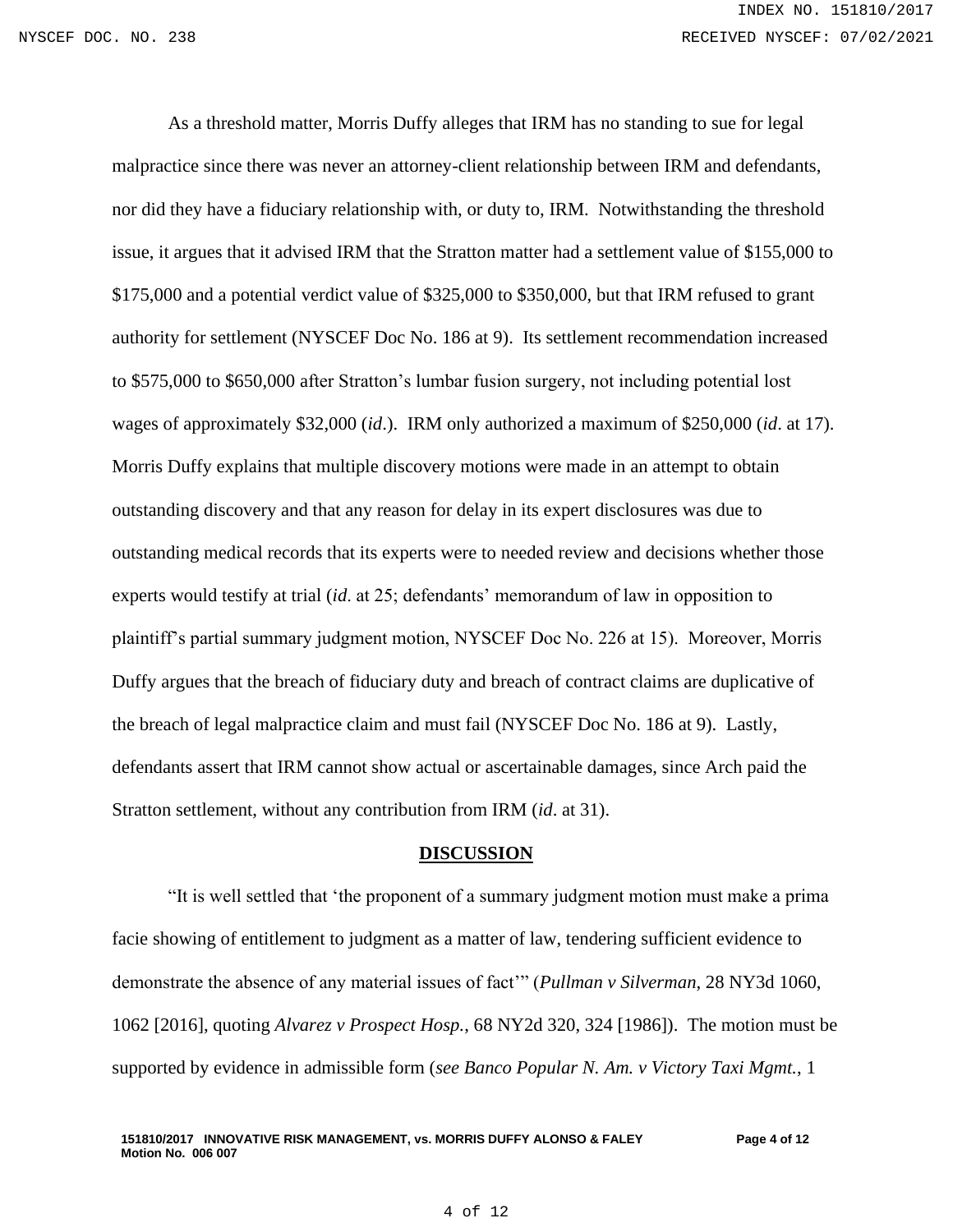As a threshold matter, Morris Duffy alleges that IRM has no standing to sue for legal malpractice since there was never an attorney-client relationship between IRM and defendants, nor did they have a fiduciary relationship with, or duty to, IRM. Notwithstanding the threshold issue, it argues that it advised IRM that the Stratton matter had a settlement value of $155,000 to $175,000 and a potential verdict value of $325,000 to $350,000, but that IRM refused to grant authority for settlement (NYSCEF Doc No. 186 at 9). Its settlement recommendation increased to $575,000 to $650,000 after Stratton's lumbar fusion surgery, not including potential lost wages of approximately $32,000 (*id*.). IRM only authorized a maximum of $250,000 (*id*. at 17). Morris Duffy explains that multiple discovery motions were made in an attempt to obtain outstanding discovery and that any reason for delay in its expert disclosures was due to outstanding medical records that its experts were to needed review and decisions whether those experts would testify at trial (*id*. at 25; defendants' memorandum of law in opposition to plaintiff's partial summary judgment motion, NYSCEF Doc No. 226 at 15). Moreover, Morris Duffy argues that the breach of fiduciary duty and breach of contract claims are duplicative of the breach of legal malpractice claim and must fail (NYSCEF Doc No. 186 at 9). Lastly, defendants assert that IRM cannot show actual or ascertainable damages, since Arch paid the Stratton settlement, without any contribution from IRM (*id*. at 31).

## DISCUSSION

"It is well settled that 'the proponent of a summary judgment motion must make a prima facie showing of entitlement to judgment as a matter of law, tendering sufficient evidence to demonstrate the absence of any material issues of fact'" (*Pullman v Silverman*, 28 NY3d 1060, 1062 [2016], quoting *Alvarez v Prospect Hosp.*, 68 NY2d 320, 324 [1986]). The motion must be supported by evidence in admissible form (*see Banco Popular N. Am. v Victory Taxi Mgmt.*, 1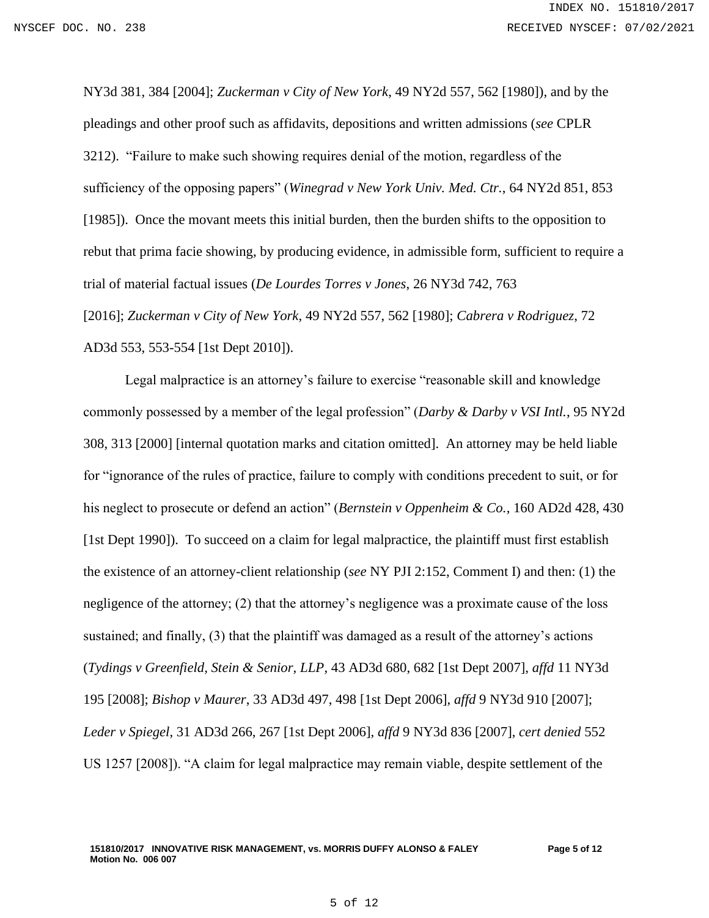NY3d 381, 384 [2004]; *Zuckerman v City of New York*, 49 NY2d 557, 562 [1980]), and by the pleadings and other proof such as affidavits, depositions and written admissions (*see* CPLR 3212). "Failure to make such showing requires denial of the motion, regardless of the sufficiency of the opposing papers" (*Winegrad v New York Univ. Med. Ctr.*, 64 NY2d 851, 853 [1985]). Once the movant meets this initial burden, then the burden shifts to the opposition to rebut that prima facie showing, by producing evidence, in admissible form, sufficient to require a trial of material factual issues (*De Lourdes Torres v Jones*, 26 NY3d 742, 763 [2016]; *Zuckerman v City of New York*, 49 NY2d 557, 562 [1980]; *Cabrera v Rodriguez*, 72 AD3d 553, 553-554 [1st Dept 2010]).

Legal malpractice is an attorney's failure to exercise "reasonable skill and knowledge commonly possessed by a member of the legal profession" (*Darby & Darby v VSI Intl.*, 95 NY2d 308, 313 [2000] [internal quotation marks and citation omitted]. An attorney may be held liable for "ignorance of the rules of practice, failure to comply with conditions precedent to suit, or for his neglect to prosecute or defend an action" (*Bernstein v Oppenheim & Co.*, 160 AD2d 428, 430 [1st Dept 1990]). To succeed on a claim for legal malpractice, the plaintiff must first establish the existence of an attorney-client relationship (*see* NY PJI 2:152, Comment I) and then: (1) the negligence of the attorney; (2) that the attorney's negligence was a proximate cause of the loss sustained; and finally, (3) that the plaintiff was damaged as a result of the attorney's actions (*Tydings v Greenfield, Stein & Senior, LLP*, 43 AD3d 680, 682 [1st Dept 2007], *affd* 11 NY3d 195 [2008]; *Bishop v Maurer*, 33 AD3d 497, 498 [1st Dept 2006], *affd* 9 NY3d 910 [2007]; *Leder v Spiegel*, 31 AD3d 266, 267 [1st Dept 2006], *affd* 9 NY3d 836 [2007], *cert denied* 552 US 1257 [2008]). "A claim for legal malpractice may remain viable, despite settlement of the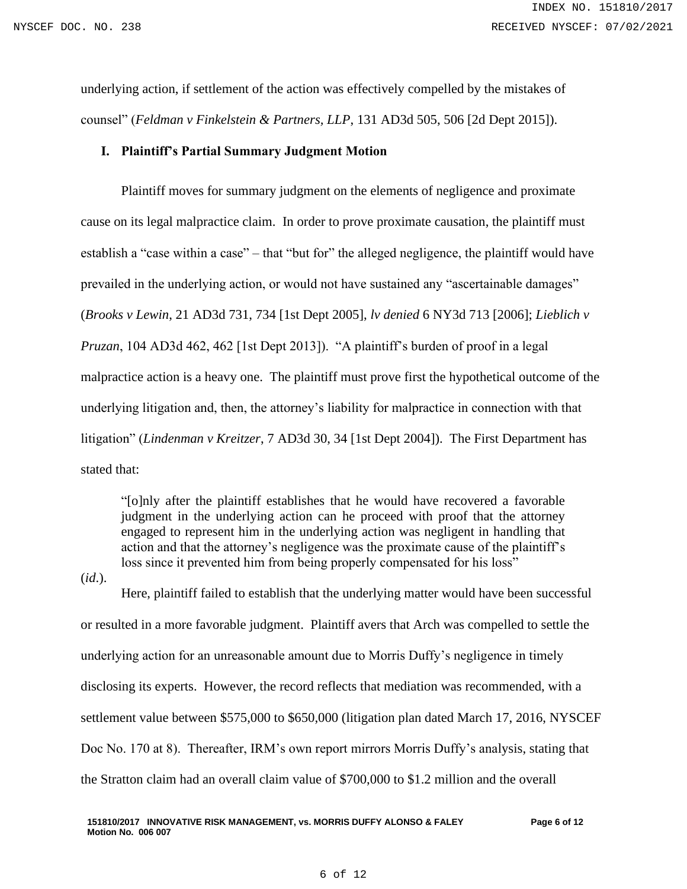underlying action, if settlement of the action was effectively compelled by the mistakes of counsel" (*Feldman v Finkelstein & Partners, LLP*, 131 AD3d 505, 506 [2d Dept 2015]).

## I. Plaintiff's Partial Summary Judgment Motion

Plaintiff moves for summary judgment on the elements of negligence and proximate cause on its legal malpractice claim. In order to prove proximate causation, the plaintiff must establish a "case within a case" – that "but for" the alleged negligence, the plaintiff would have prevailed in the underlying action, or would not have sustained any "ascertainable damages" (*Brooks v Lewin*, 21 AD3d 731, 734 [1st Dept 2005], *lv denied* 6 NY3d 713 [2006]; *Lieblich v Pruzan*, 104 AD3d 462, 462 [1st Dept 2013]). "A plaintiff's burden of proof in a legal malpractice action is a heavy one. The plaintiff must prove first the hypothetical outcome of the underlying litigation and, then, the attorney's liability for malpractice in connection with that litigation" (*Lindenman v Kreitzer*, 7 AD3d 30, 34 [1st Dept 2004]). The First Department has stated that:

> "[o]nly after the plaintiff establishes that he would have recovered a favorable judgment in the underlying action can he proceed with proof that the attorney engaged to represent him in the underlying action was negligent in handling that action and that the attorney's negligence was the proximate cause of the plaintiff's loss since it prevented him from being properly compensated for his loss"

(*id.*).

Here, plaintiff failed to establish that the underlying matter would have been successful or resulted in a more favorable judgment. Plaintiff avers that Arch was compelled to settle the underlying action for an unreasonable amount due to Morris Duffy's negligence in timely disclosing its experts. However, the record reflects that mediation was recommended, with a settlement value between $575,000 to $650,000 (litigation plan dated March 17, 2016, NYSCEF Doc No. 170 at 8). Thereafter, IRM's own report mirrors Morris Duffy's analysis, stating that the Stratton claim had an overall claim value of $700,000 to $1.2 million and the overall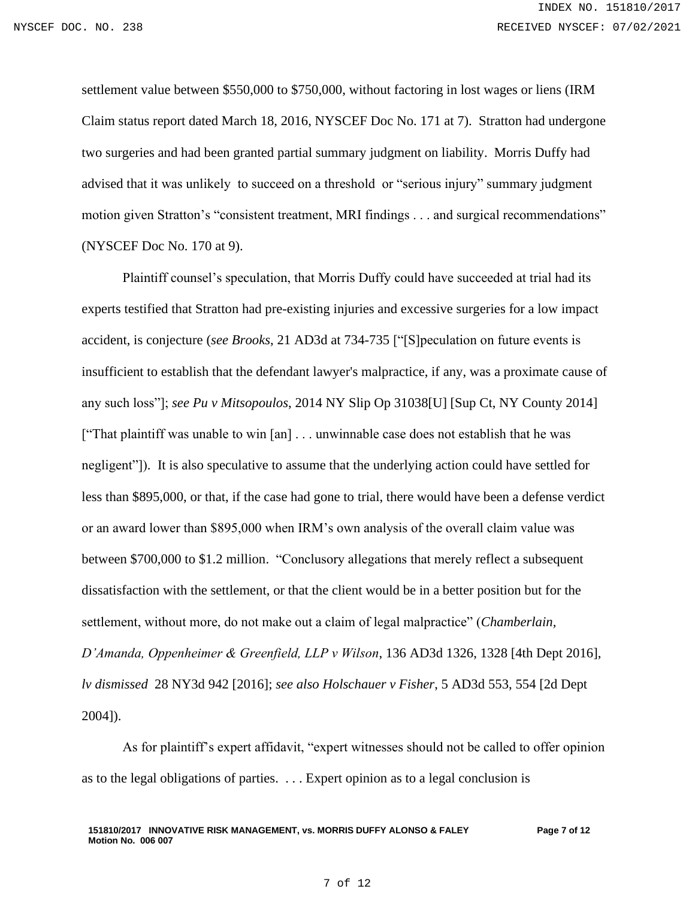settlement value between $550,000 to $750,000, without factoring in lost wages or liens (IRM Claim status report dated March 18, 2016, NYSCEF Doc No. 171 at 7). Stratton had undergone two surgeries and had been granted partial summary judgment on liability. Morris Duffy had advised that it was unlikely to succeed on a threshold or "serious injury" summary judgment motion given Stratton's "consistent treatment, MRI findings . . . and surgical recommendations" (NYSCEF Doc No. 170 at 9).

Plaintiff counsel's speculation, that Morris Duffy could have succeeded at trial had its experts testified that Stratton had pre-existing injuries and excessive surgeries for a low impact accident, is conjecture (*see Brooks*, 21 AD3d at 734-735 ["[S]peculation on future events is insufficient to establish that the defendant lawyer's malpractice, if any, was a proximate cause of any such loss"]; *see Pu v Mitsopoulos*, 2014 NY Slip Op 31038[U] [Sup Ct, NY County 2014] ["That plaintiff was unable to win [an] . . . unwinnable case does not establish that he was negligent"]). It is also speculative to assume that the underlying action could have settled for less than $895,000, or that, if the case had gone to trial, there would have been a defense verdict or an award lower than $895,000 when IRM's own analysis of the overall claim value was between $700,000 to $1.2 million. "Conclusory allegations that merely reflect a subsequent dissatisfaction with the settlement, or that the client would be in a better position but for the settlement, without more, do not make out a claim of legal malpractice" (*Chamberlain, D'Amanda, Oppenheimer & Greenfield, LLP v Wilson*, 136 AD3d 1326, 1328 [4th Dept 2016], *lv dismissed* 28 NY3d 942 [2016]; *see also Holschauer v Fisher*, 5 AD3d 553, 554 [2d Dept 2004]).

As for plaintiff's expert affidavit, "expert witnesses should not be called to offer opinion as to the legal obligations of parties. . . . Expert opinion as to a legal conclusion is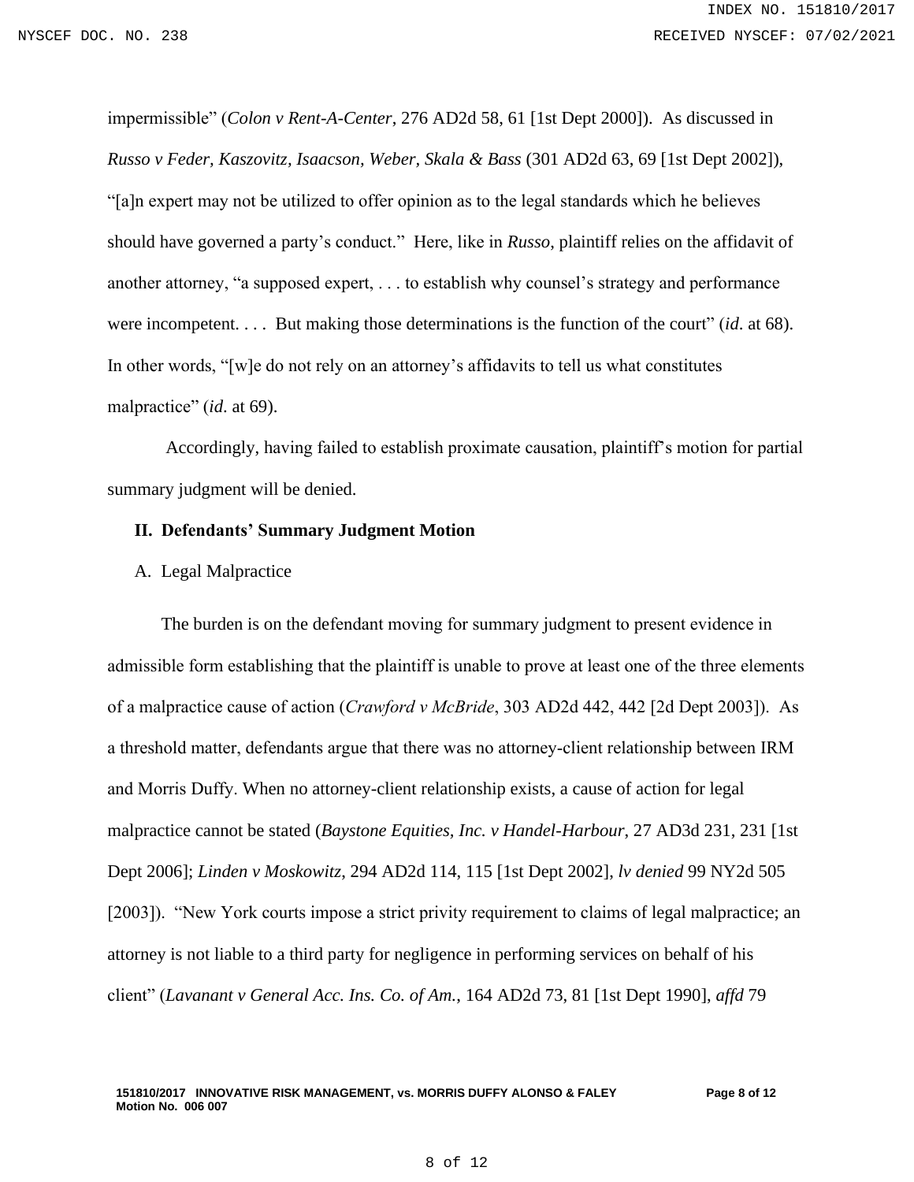impermissible" (*Colon v Rent-A-Center*, 276 AD2d 58, 61 [1st Dept 2000]). As discussed in *Russo v Feder, Kaszovitz, Isaacson, Weber, Skala & Bass* (301 AD2d 63, 69 [1st Dept 2002]), "[a]n expert may not be utilized to offer opinion as to the legal standards which he believes should have governed a party's conduct." Here, like in *Russo*, plaintiff relies on the affidavit of another attorney, "a supposed expert, . . . to establish why counsel's strategy and performance were incompetent. . . . But making those determinations is the function of the court" (*id.* at 68). In other words, "[w]e do not rely on an attorney's affidavits to tell us what constitutes malpractice" (*id.* at 69).

Accordingly, having failed to establish proximate causation, plaintiff's motion for partial summary judgment will be denied.

## II. Defendants' Summary Judgment Motion

### A. Legal Malpractice

The burden is on the defendant moving for summary judgment to present evidence in admissible form establishing that the plaintiff is unable to prove at least one of the three elements of a malpractice cause of action (*Crawford v McBride*, 303 AD2d 442, 442 [2d Dept 2003]). As a threshold matter, defendants argue that there was no attorney-client relationship between IRM and Morris Duffy. When no attorney-client relationship exists, a cause of action for legal malpractice cannot be stated (*Baystone Equities, Inc. v Handel-Harbour*, 27 AD3d 231, 231 [1st Dept 2006]; *Linden v Moskowitz*, 294 AD2d 114, 115 [1st Dept 2002], *lv denied* 99 NY2d 505 [2003]). "New York courts impose a strict privity requirement to claims of legal malpractice; an attorney is not liable to a third party for negligence in performing services on behalf of his client" (*Lavanant v General Acc. Ins. Co. of Am.*, 164 AD2d 73, 81 [1st Dept 1990], *affd* 79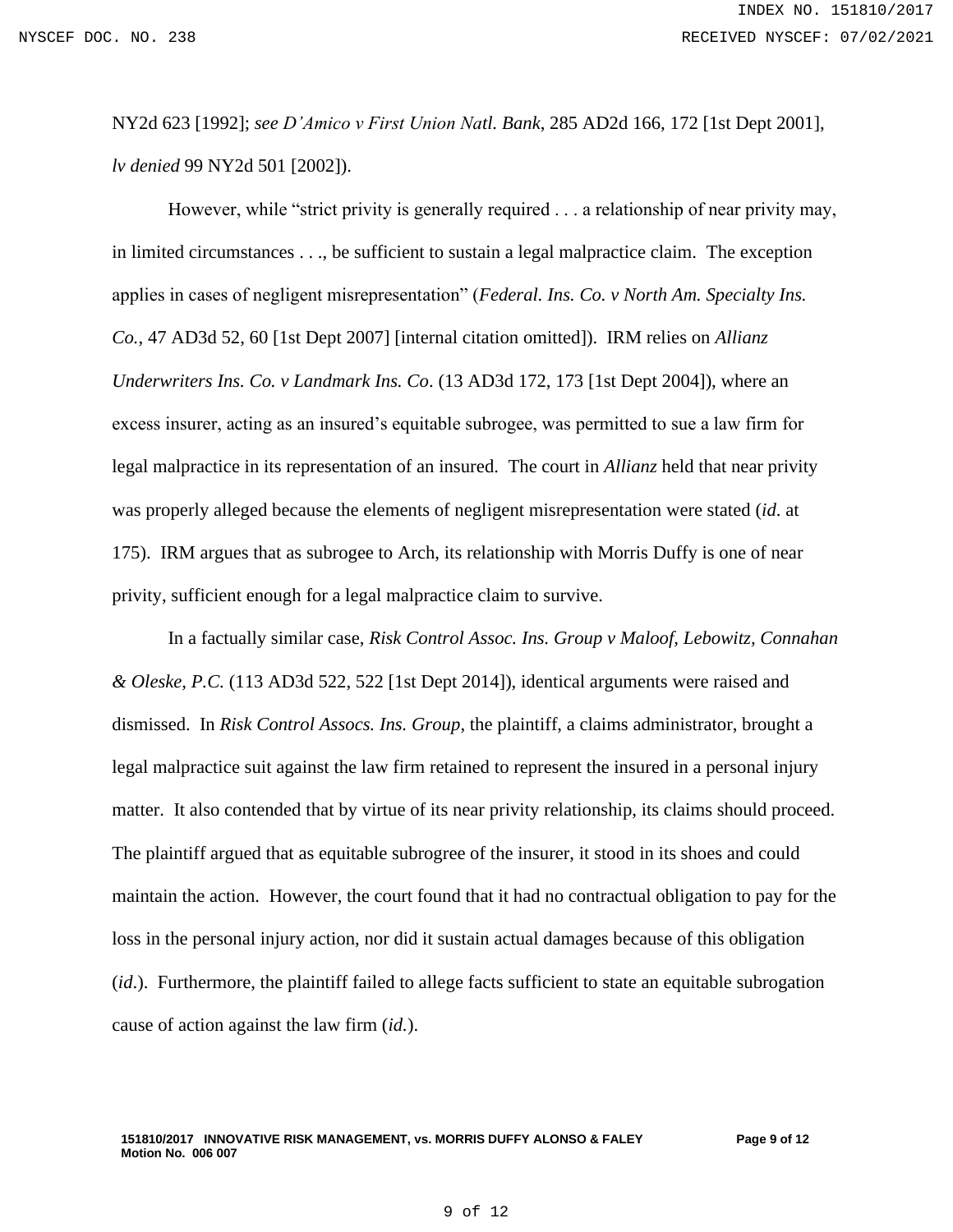NY2d 623 [1992]; *see D'Amico v First Union Natl. Bank*, 285 AD2d 166, 172 [1st Dept 2001], *lv denied* 99 NY2d 501 [2002]).

However, while "strict privity is generally required . . . a relationship of near privity may, in limited circumstances . . ., be sufficient to sustain a legal malpractice claim. The exception applies in cases of negligent misrepresentation" (*Federal. Ins. Co. v North Am. Specialty Ins. Co.*, 47 AD3d 52, 60 [1st Dept 2007] [internal citation omitted]). IRM relies on *Allianz Underwriters Ins. Co. v Landmark Ins. Co*. (13 AD3d 172, 173 [1st Dept 2004]), where an excess insurer, acting as an insured's equitable subrogee, was permitted to sue a law firm for legal malpractice in its representation of an insured. The court in *Allianz* held that near privity was properly alleged because the elements of negligent misrepresentation were stated (*id*. at 175). IRM argues that as subrogee to Arch, its relationship with Morris Duffy is one of near privity, sufficient enough for a legal malpractice claim to survive.

In a factually similar case, *Risk Control Assoc. Ins. Group v Maloof, Lebowitz, Connahan & Oleske, P.C.* (113 AD3d 522, 522 [1st Dept 2014]), identical arguments were raised and dismissed. In *Risk Control Assocs. Ins. Group*, the plaintiff, a claims administrator, brought a legal malpractice suit against the law firm retained to represent the insured in a personal injury matter. It also contended that by virtue of its near privity relationship, its claims should proceed. The plaintiff argued that as equitable subrogree of the insurer, it stood in its shoes and could maintain the action. However, the court found that it had no contractual obligation to pay for the loss in the personal injury action, nor did it sustain actual damages because of this obligation (*id*.). Furthermore, the plaintiff failed to allege facts sufficient to state an equitable subrogation cause of action against the law firm (*id.*).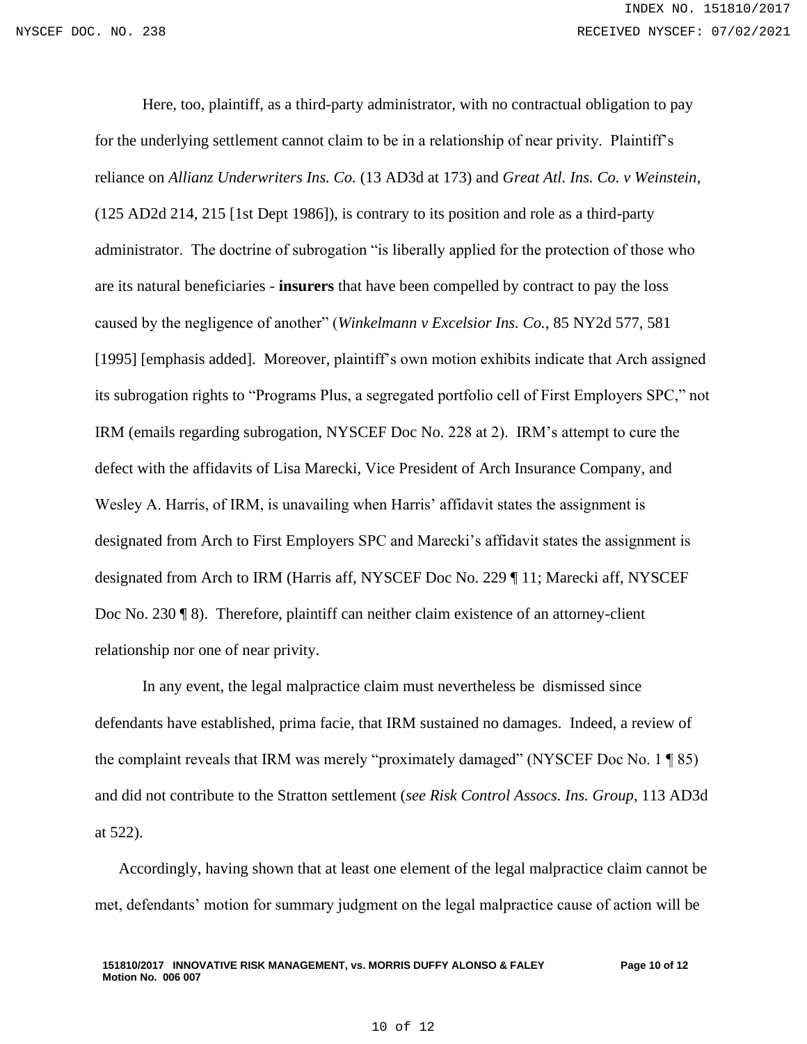Here, too, plaintiff, as a third-party administrator, with no contractual obligation to pay for the underlying settlement cannot claim to be in a relationship of near privity. Plaintiff's reliance on *Allianz Underwriters Ins. Co.* (13 AD3d at 173) and *Great Atl. Ins. Co. v Weinstein*, (125 AD2d 214, 215 [1st Dept 1986]), is contrary to its position and role as a third-party administrator. The doctrine of subrogation "is liberally applied for the protection of those who are its natural beneficiaries - **insurers** that have been compelled by contract to pay the loss caused by the negligence of another" (*Winkelmann v Excelsior Ins. Co.*, 85 NY2d 577, 581 [1995] [emphasis added]. Moreover, plaintiff's own motion exhibits indicate that Arch assigned its subrogation rights to "Programs Plus, a segregated portfolio cell of First Employers SPC," not IRM (emails regarding subrogation, NYSCEF Doc No. 228 at 2). IRM's attempt to cure the defect with the affidavits of Lisa Marecki, Vice President of Arch Insurance Company, and Wesley A. Harris, of IRM, is unavailing when Harris' affidavit states the assignment is designated from Arch to First Employers SPC and Marecki's affidavit states the assignment is designated from Arch to IRM (Harris aff, NYSCEF Doc No. 229 ¶ 11; Marecki aff, NYSCEF Doc No. 230 ¶ 8). Therefore, plaintiff can neither claim existence of an attorney-client relationship nor one of near privity.

In any event, the legal malpractice claim must nevertheless be dismissed since defendants have established, prima facie, that IRM sustained no damages. Indeed, a review of the complaint reveals that IRM was merely "proximately damaged" (NYSCEF Doc No. 1 ¶ 85) and did not contribute to the Stratton settlement (*see Risk Control Assocs. Ins. Group*, 113 AD3d at 522).

Accordingly, having shown that at least one element of the legal malpractice claim cannot be met, defendants' motion for summary judgment on the legal malpractice cause of action will be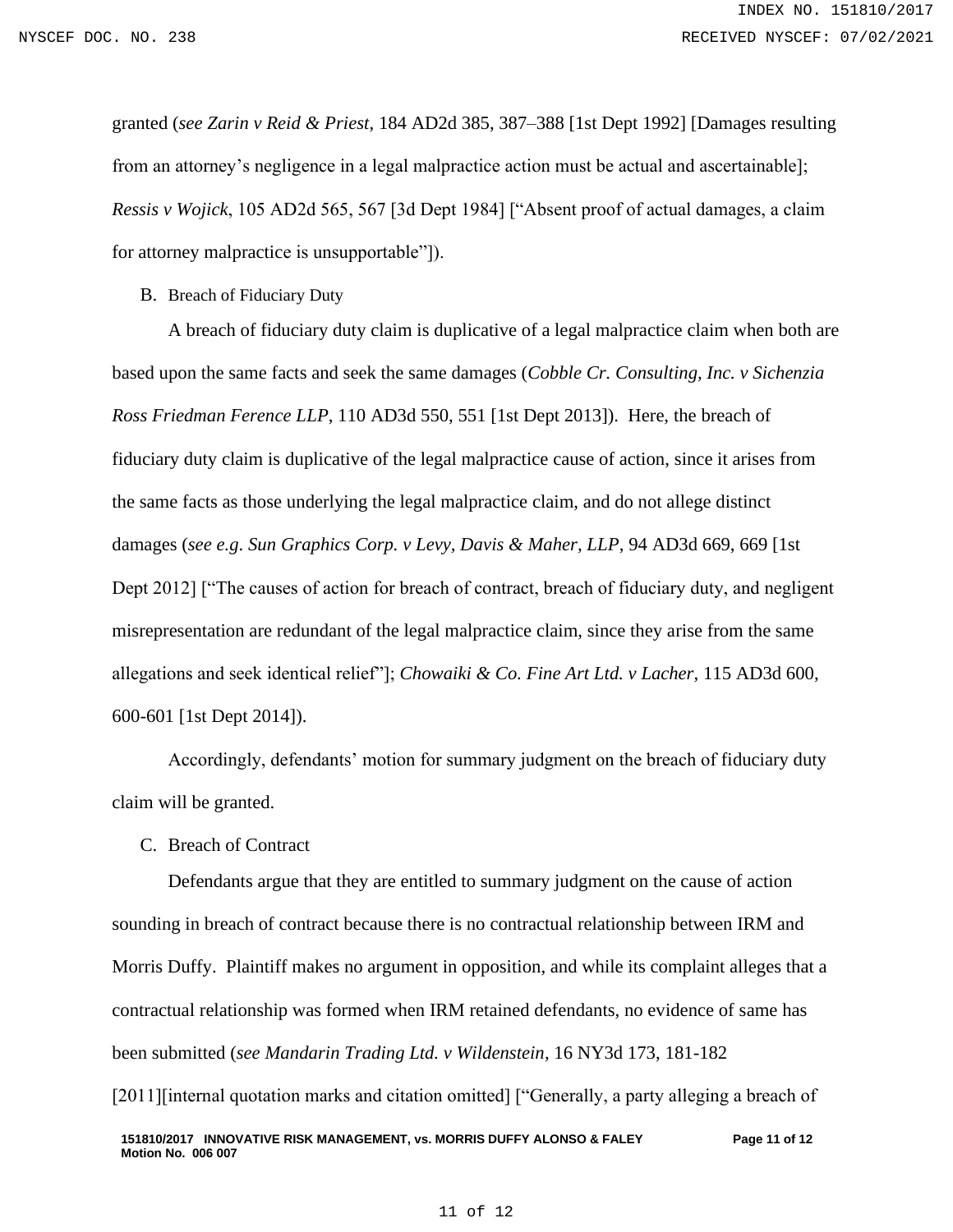granted (*see Zarin v Reid & Priest*, 184 AD2d 385, 387–388 [1st Dept 1992] [Damages resulting from an attorney's negligence in a legal malpractice action must be actual and ascertainable]; *Ressis v Wojick*, 105 AD2d 565, 567 [3d Dept 1984] ["Absent proof of actual damages, a claim for attorney malpractice is unsupportable"]).

B. Breach of Fiduciary Duty

A breach of fiduciary duty claim is duplicative of a legal malpractice claim when both are based upon the same facts and seek the same damages (*Cobble Cr. Consulting, Inc. v Sichenzia Ross Friedman Ference LLP*, 110 AD3d 550, 551 [1st Dept 2013]). Here, the breach of fiduciary duty claim is duplicative of the legal malpractice cause of action, since it arises from the same facts as those underlying the legal malpractice claim, and do not allege distinct damages (*see e.g. Sun Graphics Corp. v Levy, Davis & Maher, LLP*, 94 AD3d 669, 669 [1st Dept 2012] ["The causes of action for breach of contract, breach of fiduciary duty, and negligent misrepresentation are redundant of the legal malpractice claim, since they arise from the same allegations and seek identical relief"]; *Chowaiki & Co. Fine Art Ltd. v Lacher*, 115 AD3d 600, 600-601 [1st Dept 2014]).

Accordingly, defendants' motion for summary judgment on the breach of fiduciary duty claim will be granted.

C. Breach of Contract

Defendants argue that they are entitled to summary judgment on the cause of action sounding in breach of contract because there is no contractual relationship between IRM and Morris Duffy. Plaintiff makes no argument in opposition, and while its complaint alleges that a contractual relationship was formed when IRM retained defendants, no evidence of same has been submitted (*see Mandarin Trading Ltd. v Wildenstein*, 16 NY3d 173, 181-182 [2011][internal quotation marks and citation omitted] ["Generally, a party alleging a breach of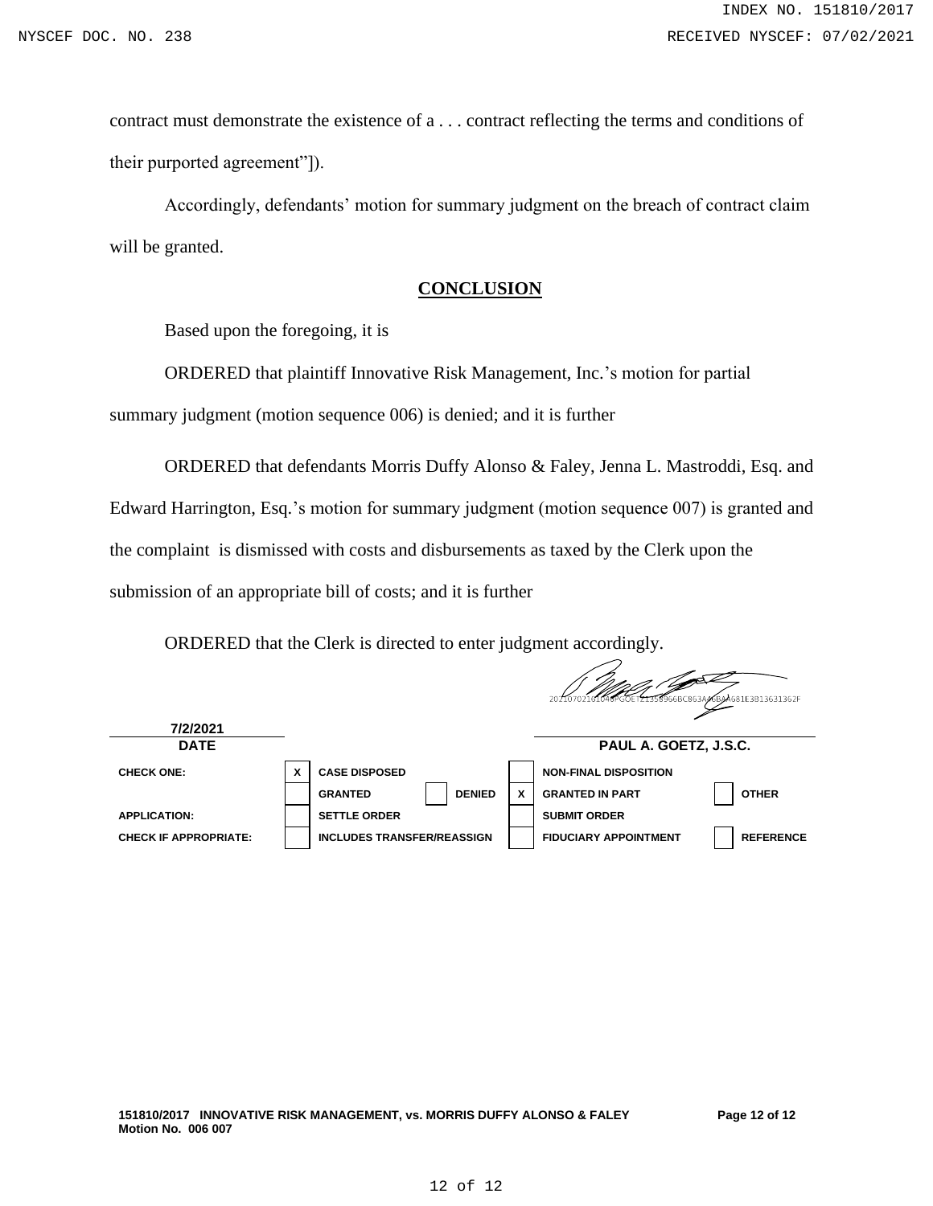contract must demonstrate the existence of a . . . contract reflecting the terms and conditions of their purported agreement"]).

Accordingly, defendants' motion for summary judgment on the breach of contract claim will be granted.

## CONCLUSION

Based upon the foregoing, it is

ORDERED that plaintiff Innovative Risk Management, Inc.'s motion for partial summary judgment (motion sequence 006) is denied; and it is further

ORDERED that defendants Morris Duffy Alonso & Faley, Jenna L. Mastroddi, Esq. and Edward Harrington, Esq.'s motion for summary judgment (motion sequence 007) is granted and the complaint is dismissed with costs and disbursements as taxed by the Clerk upon the submission of an appropriate bill of costs; and it is further

ORDERED that the Clerk is directed to enter judgment accordingly.

20210702161048PGOETZ1358966BC863A46BAA681E3B13631362F

**7/2/2021**
**DATE**

**PAUL A. GOETZ, J.S.C.**

| | | | | | | | |
|---|---|---|---|---|---|---|---|
| **CHECK ONE:** | X | **CASE DISPOSED** | | | | **NON-FINAL DISPOSITION** | |
| | | **GRANTED** | | **DENIED** | X | **GRANTED IN PART** | **OTHER** |
| **APPLICATION:** | | **SETTLE ORDER** | | | | **SUBMIT ORDER** | |
| **CHECK IF APPROPRIATE:** | | **INCLUDES TRANSFER/REASSIGN** | | | | **FIDUCIARY APPOINTMENT** | **REFERENCE** |

**151810/2017 INNOVATIVE RISK MANAGEMENT, vs. MORRIS DUFFY ALONSO & FALEY**
**Motion No. 006 007**